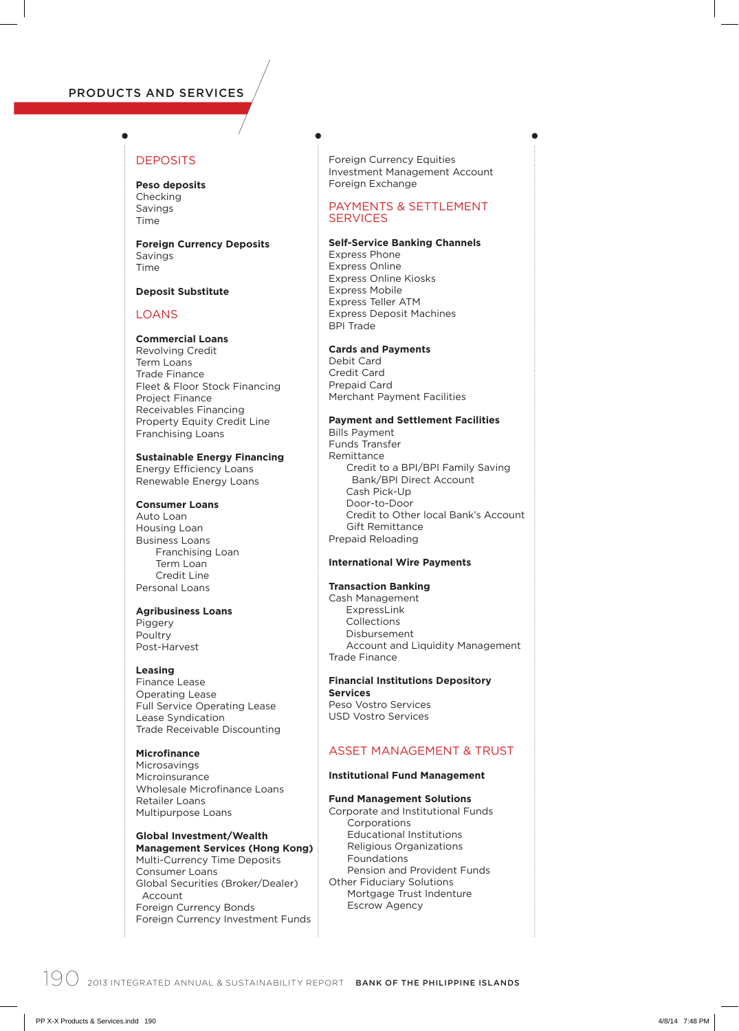# PRODUCTS AND SERVICES

## DEPOSITS

**Peso deposits**
Checking
Savings
Time

**Foreign Currency Deposits**
Savings
Time

**Deposit Substitute**

## LOANS

**Commercial Loans**
Revolving Credit
Term Loans
Trade Finance
Fleet & Floor Stock Financing
Project Finance
Receivables Financing
Property Equity Credit Line
Franchising Loans

**Sustainable Energy Financing**
Energy Efficiency Loans
Renewable Energy Loans

**Consumer Loans**
Auto Loan
Housing Loan
Business Loans
- Franchising Loan
- Term Loan
- Credit Line

Personal Loans

**Agribusiness Loans**
Piggery
Poultry
Post-Harvest

**Leasing**
Finance Lease
Operating Lease
Full Service Operating Lease
Lease Syndication
Trade Receivable Discounting

**Microfinance**
Microsavings
Microinsurance
Wholesale Microfinance Loans
Retailer Loans
Multipurpose Loans

**Global Investment/Wealth Management Services (Hong Kong)**
Multi-Currency Time Deposits
Consumer Loans
Global Securities (Broker/Dealer) Account
Foreign Currency Bonds
Foreign Currency Investment Funds
Foreign Currency Equities
Investment Management Account
Foreign Exchange

## PAYMENTS & SETTLEMENT SERVICES

**Self-Service Banking Channels**
Express Phone
Express Online
Express Online Kiosks
Express Mobile
Express Teller ATM
Express Deposit Machines
BPI Trade

**Cards and Payments**
Debit Card
Credit Card
Prepaid Card
Merchant Payment Facilities

**Payment and Settlement Facilities**
Bills Payment
Funds Transfer
Remittance
- Credit to a BPI/BPI Family Saving Bank/BPI Direct Account
- Cash Pick-Up
- Door-to-Door
- Credit to Other local Bank's Account
- Gift Remittance

Prepaid Reloading

**International Wire Payments**

**Transaction Banking**
Cash Management
- ExpressLink
- Collections
- Disbursement
- Account and Liquidity Management

Trade Finance

**Financial Institutions Depository Services**
Peso Vostro Services
USD Vostro Services

## ASSET MANAGEMENT & TRUST

**Institutional Fund Management**

**Fund Management Solutions**
Corporate and Institutional Funds
- Corporations
- Educational Institutions
- Religious Organizations
- Foundations
- Pension and Provident Funds

Other Fiduciary Solutions
- Mortgage Trust Indenture
- Escrow Agency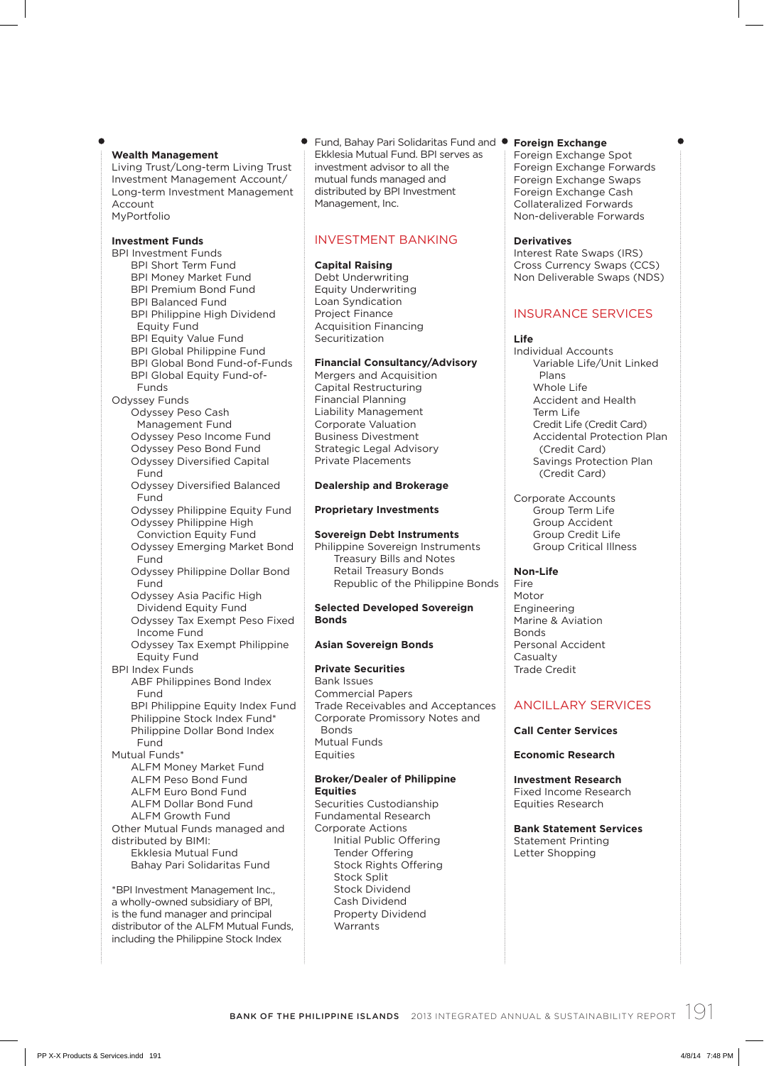### Wealth Management

Living Trust/Long-term Living Trust
Investment Management Account/ Long-term Investment Management Account
MyPortfolio

### Investment Funds

BPI Investment Funds
- BPI Short Term Fund
- BPI Money Market Fund
- BPI Premium Bond Fund
- BPI Balanced Fund
- BPI Philippine High Dividend Equity Fund
- BPI Equity Value Fund
- BPI Global Philippine Fund
- BPI Global Bond Fund-of-Funds
- BPI Global Equity Fund-of-Funds

Odyssey Funds
- Odyssey Peso Cash Management Fund
- Odyssey Peso Income Fund
- Odyssey Peso Bond Fund
- Odyssey Diversified Capital Fund
- Odyssey Diversified Balanced Fund
- Odyssey Philippine Equity Fund
- Odyssey Philippine High Conviction Equity Fund
- Odyssey Emerging Market Bond Fund
- Odyssey Philippine Dollar Bond Fund
- Odyssey Asia Pacific High Dividend Equity Fund
- Odyssey Tax Exempt Peso Fixed Income Fund
- Odyssey Tax Exempt Philippine Equity Fund

BPI Index Funds
- ABF Philippines Bond Index Fund
- BPI Philippine Equity Index Fund
- Philippine Stock Index Fund*
- Philippine Dollar Bond Index Fund

Mutual Funds*
- ALFM Money Market Fund
- ALFM Peso Bond Fund
- ALFM Euro Bond Fund
- ALFM Dollar Bond Fund
- ALFM Growth Fund

Other Mutual Funds managed and distributed by BIMI:
- Ekklesia Mutual Fund
- Bahay Pari Solidaritas Fund

*BPI Investment Management Inc., a wholly-owned subsidiary of BPI, is the fund manager and principal distributor of the ALFM Mutual Funds, including the Philippine Stock Index Fund, Bahay Pari Solidaritas Fund and Ekklesia Mutual Fund. BPI serves as investment advisor to all the mutual funds managed and distributed by BPI Investment Management, Inc.

## INVESTMENT BANKING

### Capital Raising

Debt Underwriting
Equity Underwriting
Loan Syndication
Project Finance
Acquisition Financing
Securitization

### Financial Consultancy/Advisory

Mergers and Acquisition
Capital Restructuring
Financial Planning
Liability Management
Corporate Valuation
Business Divestment
Strategic Legal Advisory
Private Placements

### Dealership and Brokerage

### Proprietary Investments

### Sovereign Debt Instruments

Philippine Sovereign Instruments
- Treasury Bills and Notes
- Retail Treasury Bonds
- Republic of the Philippine Bonds

### Selected Developed Sovereign Bonds

### Asian Sovereign Bonds

### Private Securities

Bank Issues
Commercial Papers
Trade Receivables and Acceptances
Corporate Promissory Notes and Bonds
Mutual Funds
Equities

### Broker/Dealer of Philippine Equities

Securities Custodianship
Fundamental Research
Corporate Actions
- Initial Public Offering
- Tender Offering
- Stock Rights Offering
- Stock Split
- Stock Dividend
- Cash Dividend
- Property Dividend
- Warrants

### Foreign Exchange

Foreign Exchange Spot
Foreign Exchange Forwards
Foreign Exchange Swaps
Foreign Exchange Cash
Collateralized Forwards
Non-deliverable Forwards

### Derivatives

Interest Rate Swaps (IRS)
Cross Currency Swaps (CCS)
Non Deliverable Swaps (NDS)

## INSURANCE SERVICES

### Life

Individual Accounts
- Variable Life/Unit Linked Plans
- Whole Life
- Accident and Health
- Term Life
- Credit Life (Credit Card)
- Accidental Protection Plan (Credit Card)
- Savings Protection Plan (Credit Card)

Corporate Accounts
- Group Term Life
- Group Accident
- Group Credit Life
- Group Critical Illness

### Non-Life

Fire
Motor
Engineering
Marine & Aviation
Bonds
Personal Accident
Casualty
Trade Credit

## ANCILLARY SERVICES

### Call Center Services

### Economic Research

### Investment Research

Fixed Income Research
Equities Research

### Bank Statement Services

Statement Printing
Letter Shopping